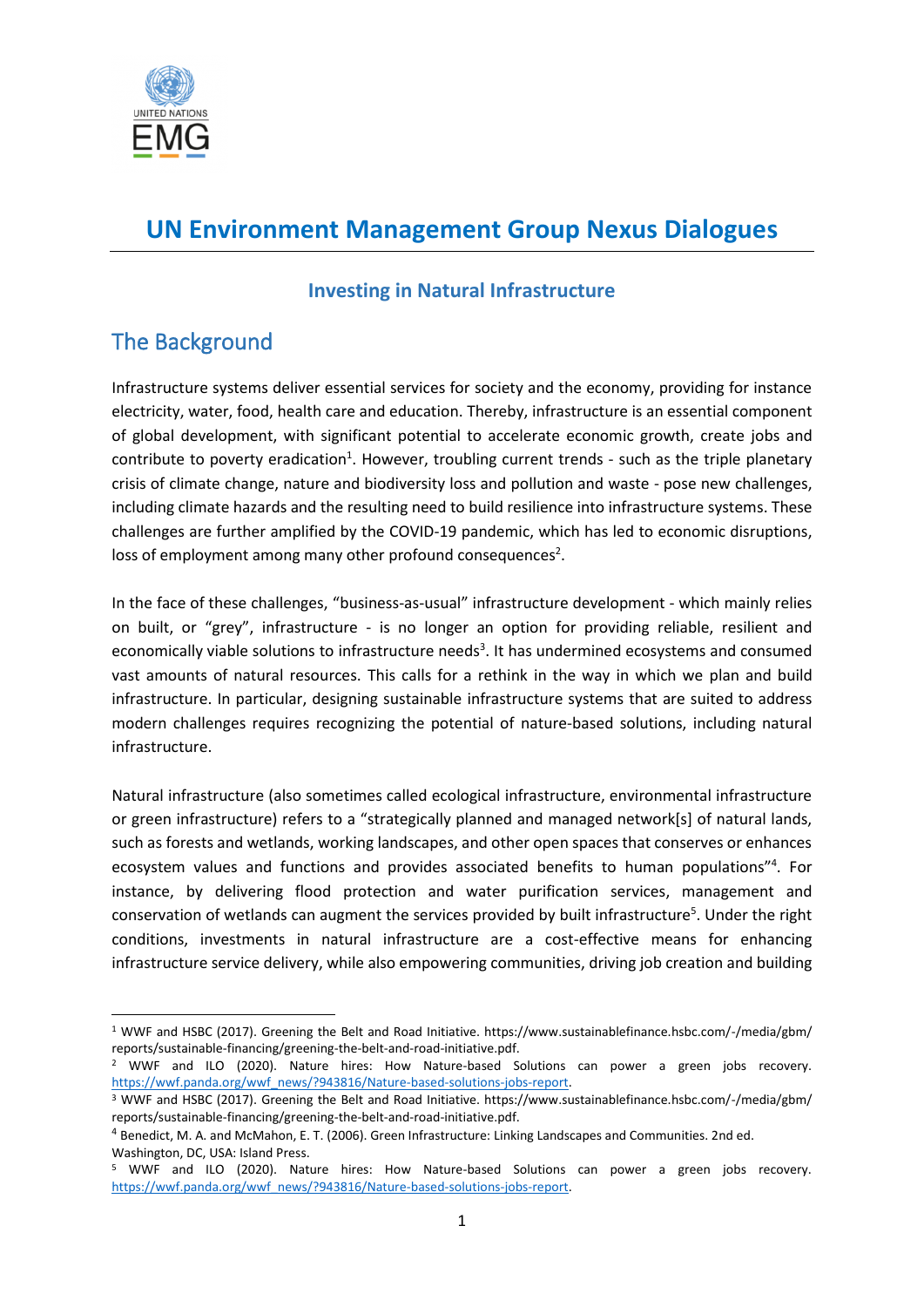# UN Environment Management Group Nexus Dialogues

## Investing in Natural Infrastructure

## The Background

Infrastructure systems deliver essential services for society and the economy, providing for instance electricity, water, food, health care and education. Thereby, infrastructure is an essential component of global development, with significant potential to accelerate economic growth, create jobs and contribute to poverty eradication[1]. However, troubling current trends - such as the triple planetary crisis of climate change, nature and biodiversity loss and pollution and waste - pose new challenges, including climate hazards and the resulting need to build resilience into infrastructure systems. These challenges are further amplified by the COVID-19 pandemic, which has led to economic disruptions, loss of employment among many other profound consequences[2].

In the face of these challenges, "business-as-usual" infrastructure development - which mainly relies on built, or "grey", infrastructure - is no longer an option for providing reliable, resilient and economically viable solutions to infrastructure needs[3]. It has undermined ecosystems and consumed vast amounts of natural resources. This calls for a rethink in the way in which we plan and build infrastructure. In particular, designing sustainable infrastructure systems that are suited to address modern challenges requires recognizing the potential of nature-based solutions, including natural infrastructure.

Natural infrastructure (also sometimes called ecological infrastructure, environmental infrastructure or green infrastructure) refers to a "strategically planned and managed network[s] of natural lands, such as forests and wetlands, working landscapes, and other open spaces that conserves or enhances ecosystem values and functions and provides associated benefits to human populations"[4]. For instance, by delivering flood protection and water purification services, management and conservation of wetlands can augment the services provided by built infrastructure[5]. Under the right conditions, investments in natural infrastructure are a cost-effective means for enhancing infrastructure service delivery, while also empowering communities, driving job creation and building

---

[1] WWF and HSBC (2017). Greening the Belt and Road Initiative. https://www.sustainablefinance.hsbc.com/-/media/gbm/reports/sustainable-financing/greening-the-belt-and-road-initiative.pdf.

[2] WWF and ILO (2020). Nature hires: How Nature-based Solutions can power a green jobs recovery. https://wwf.panda.org/wwf_news/?943816/Nature-based-solutions-jobs-report.

[3] WWF and HSBC (2017). Greening the Belt and Road Initiative. https://www.sustainablefinance.hsbc.com/-/media/gbm/reports/sustainable-financing/greening-the-belt-and-road-initiative.pdf.

[4] Benedict, M. A. and McMahon, E. T. (2006). Green Infrastructure: Linking Landscapes and Communities. 2nd ed. Washington, DC, USA: Island Press.

[5] WWF and ILO (2020). Nature hires: How Nature-based Solutions can power a green jobs recovery. https://wwf.panda.org/wwf_news/?943816/Nature-based-solutions-jobs-report.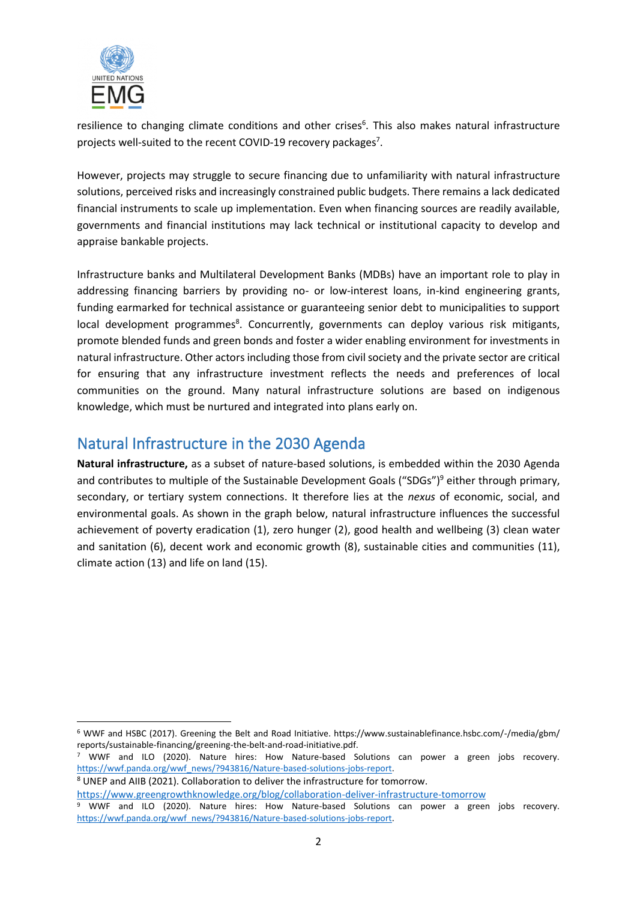resilience to changing climate conditions and other crises[6]. This also makes natural infrastructure projects well-suited to the recent COVID-19 recovery packages[7].

However, projects may struggle to secure financing due to unfamiliarity with natural infrastructure solutions, perceived risks and increasingly constrained public budgets. There remains a lack dedicated financial instruments to scale up implementation. Even when financing sources are readily available, governments and financial institutions may lack technical or institutional capacity to develop and appraise bankable projects.

Infrastructure banks and Multilateral Development Banks (MDBs) have an important role to play in addressing financing barriers by providing no- or low-interest loans, in-kind engineering grants, funding earmarked for technical assistance or guaranteeing senior debt to municipalities to support local development programmes[8]. Concurrently, governments can deploy various risk mitigants, promote blended funds and green bonds and foster a wider enabling environment for investments in natural infrastructure. Other actors including those from civil society and the private sector are critical for ensuring that any infrastructure investment reflects the needs and preferences of local communities on the ground. Many natural infrastructure solutions are based on indigenous knowledge, which must be nurtured and integrated into plans early on.

## Natural Infrastructure in the 2030 Agenda

**Natural infrastructure,** as a subset of nature-based solutions, is embedded within the 2030 Agenda and contributes to multiple of the Sustainable Development Goals ("SDGs")[9] either through primary, secondary, or tertiary system connections. It therefore lies at the *nexus* of economic, social, and environmental goals. As shown in the graph below, natural infrastructure influences the successful achievement of poverty eradication (1), zero hunger (2), good health and wellbeing (3) clean water and sanitation (6), decent work and economic growth (8), sustainable cities and communities (11), climate action (13) and life on land (15).

---

[6] WWF and HSBC (2017). Greening the Belt and Road Initiative. https://www.sustainablefinance.hsbc.com/-/media/gbm/reports/sustainable-financing/greening-the-belt-and-road-initiative.pdf.

[7] WWF and ILO (2020). Nature hires: How Nature-based Solutions can power a green jobs recovery. https://wwf.panda.org/wwf_news/?943816/Nature-based-solutions-jobs-report.

[8] UNEP and AIIB (2021). Collaboration to deliver the infrastructure for tomorrow. https://www.greengrowthknowledge.org/blog/collaboration-deliver-infrastructure-tomorrow

[9] WWF and ILO (2020). Nature hires: How Nature-based Solutions can power a green jobs recovery. https://wwf.panda.org/wwf_news/?943816/Nature-based-solutions-jobs-report.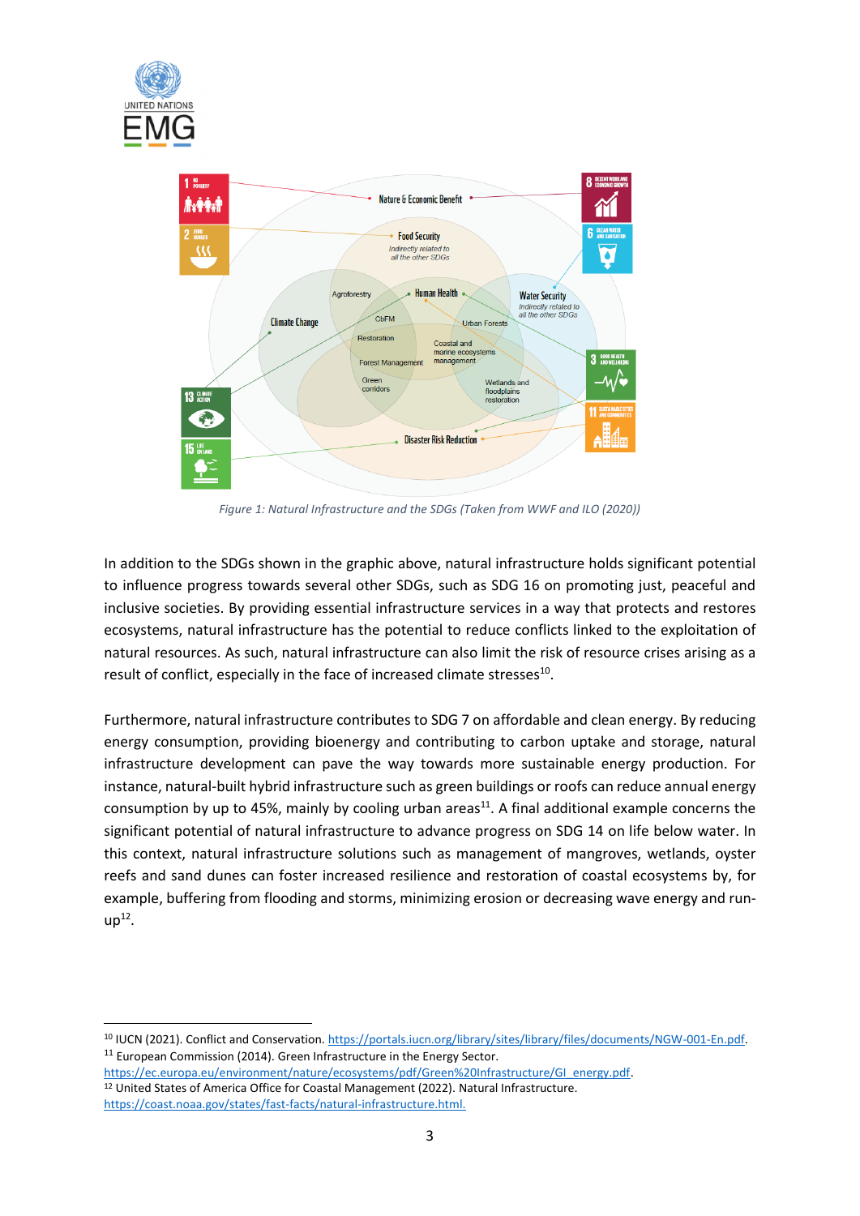*Figure 1: Natural Infrastructure and the SDGs (Taken from WWF and ILO (2020))*

In addition to the SDGs shown in the graphic above, natural infrastructure holds significant potential to influence progress towards several other SDGs, such as SDG 16 on promoting just, peaceful and inclusive societies. By providing essential infrastructure services in a way that protects and restores ecosystems, natural infrastructure has the potential to reduce conflicts linked to the exploitation of natural resources. As such, natural infrastructure can also limit the risk of resource crises arising as a result of conflict, especially in the face of increased climate stresses[10].

Furthermore, natural infrastructure contributes to SDG 7 on affordable and clean energy. By reducing energy consumption, providing bioenergy and contributing to carbon uptake and storage, natural infrastructure development can pave the way towards more sustainable energy production. For instance, natural-built hybrid infrastructure such as green buildings or roofs can reduce annual energy consumption by up to 45%, mainly by cooling urban areas[11]. A final additional example concerns the significant potential of natural infrastructure to advance progress on SDG 14 on life below water. In this context, natural infrastructure solutions such as management of mangroves, wetlands, oyster reefs and sand dunes can foster increased resilience and restoration of coastal ecosystems by, for example, buffering from flooding and storms, minimizing erosion or decreasing wave energy and run-up[12].

---

[10] IUCN (2021). Conflict and Conservation. https://portals.iucn.org/library/sites/library/files/documents/NGW-001-En.pdf.

[11] European Commission (2014). Green Infrastructure in the Energy Sector. https://ec.europa.eu/environment/nature/ecosystems/pdf/Green%20Infrastructure/GI_energy.pdf.

[12] United States of America Office for Coastal Management (2022). Natural Infrastructure. https://coast.noaa.gov/states/fast-facts/natural-infrastructure.html.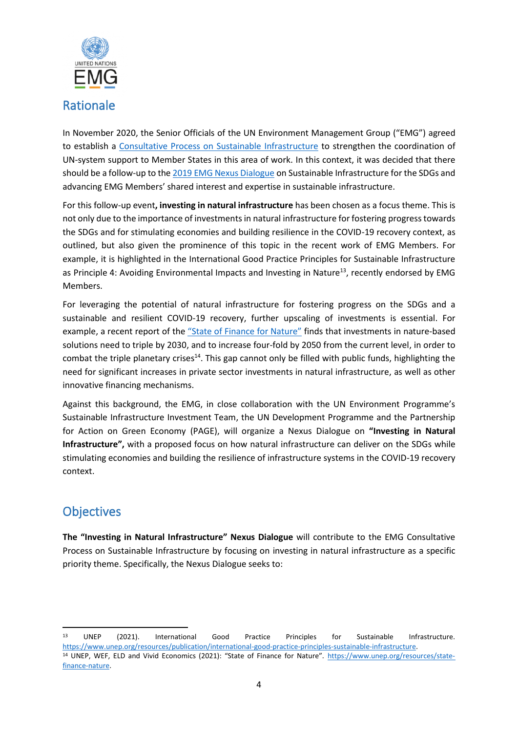## Rationale

In November 2020, the Senior Officials of the UN Environment Management Group ("EMG") agreed to establish a Consultative Process on Sustainable Infrastructure to strengthen the coordination of UN-system support to Member States in this area of work. In this context, it was decided that there should be a follow-up to the 2019 EMG Nexus Dialogue on Sustainable Infrastructure for the SDGs and advancing EMG Members' shared interest and expertise in sustainable infrastructure.

For this follow-up event**, investing in natural infrastructure** has been chosen as a focus theme. This is not only due to the importance of investments in natural infrastructure for fostering progress towards the SDGs and for stimulating economies and building resilience in the COVID-19 recovery context, as outlined, but also given the prominence of this topic in the recent work of EMG Members. For example, it is highlighted in the International Good Practice Principles for Sustainable Infrastructure as Principle 4: Avoiding Environmental Impacts and Investing in Nature[13], recently endorsed by EMG Members.

For leveraging the potential of natural infrastructure for fostering progress on the SDGs and a sustainable and resilient COVID-19 recovery, further upscaling of investments is essential. For example, a recent report of the "State of Finance for Nature" finds that investments in nature-based solutions need to triple by 2030, and to increase four-fold by 2050 from the current level, in order to combat the triple planetary crises[14]. This gap cannot only be filled with public funds, highlighting the need for significant increases in private sector investments in natural infrastructure, as well as other innovative financing mechanisms.

Against this background, the EMG, in close collaboration with the UN Environment Programme's Sustainable Infrastructure Investment Team, the UN Development Programme and the Partnership for Action on Green Economy (PAGE), will organize a Nexus Dialogue on **"Investing in Natural Infrastructure",** with a proposed focus on how natural infrastructure can deliver on the SDGs while stimulating economies and building the resilience of infrastructure systems in the COVID-19 recovery context.

## Objectives

**The "Investing in Natural Infrastructure" Nexus Dialogue** will contribute to the EMG Consultative Process on Sustainable Infrastructure by focusing on investing in natural infrastructure as a specific priority theme. Specifically, the Nexus Dialogue seeks to:

---

[13] UNEP (2021). International Good Practice Principles for Sustainable Infrastructure. https://www.unep.org/resources/publication/international-good-practice-principles-sustainable-infrastructure.

[14] UNEP, WEF, ELD and Vivid Economics (2021): "State of Finance for Nature". https://www.unep.org/resources/state-finance-nature.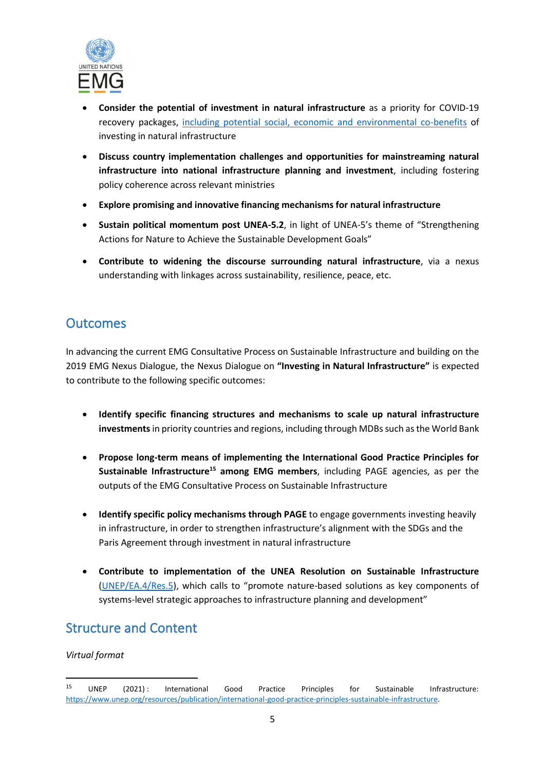- **Consider the potential of investment in natural infrastructure** as a priority for COVID-19 recovery packages, including potential social, economic and environmental co-benefits of investing in natural infrastructure
- **Discuss country implementation challenges and opportunities for mainstreaming natural infrastructure into national infrastructure planning and investment**, including fostering policy coherence across relevant ministries
- **Explore promising and innovative financing mechanisms for natural infrastructure**
- **Sustain political momentum post UNEA-5.2**, in light of UNEA-5's theme of "Strengthening Actions for Nature to Achieve the Sustainable Development Goals"
- **Contribute to widening the discourse surrounding natural infrastructure**, via a nexus understanding with linkages across sustainability, resilience, peace, etc.

## Outcomes

In advancing the current EMG Consultative Process on Sustainable Infrastructure and building on the 2019 EMG Nexus Dialogue, the Nexus Dialogue on **"Investing in Natural Infrastructure"** is expected to contribute to the following specific outcomes:

- **Identify specific financing structures and mechanisms to scale up natural infrastructure investments** in priority countries and regions, including through MDBs such as the World Bank
- **Propose long-term means of implementing the International Good Practice Principles for Sustainable Infrastructure[15] among EMG members**, including PAGE agencies, as per the outputs of the EMG Consultative Process on Sustainable Infrastructure
- **Identify specific policy mechanisms through PAGE** to engage governments investing heavily in infrastructure, in order to strengthen infrastructure's alignment with the SDGs and the Paris Agreement through investment in natural infrastructure
- **Contribute to implementation of the UNEA Resolution on Sustainable Infrastructure** (UNEP/EA.4/Res.5), which calls to "promote nature-based solutions as key components of systems-level strategic approaches to infrastructure planning and development"

## Structure and Content

*Virtual format*

---

[15] UNEP (2021): International Good Practice Principles for Sustainable Infrastructure: https://www.unep.org/resources/publication/international-good-practice-principles-sustainable-infrastructure.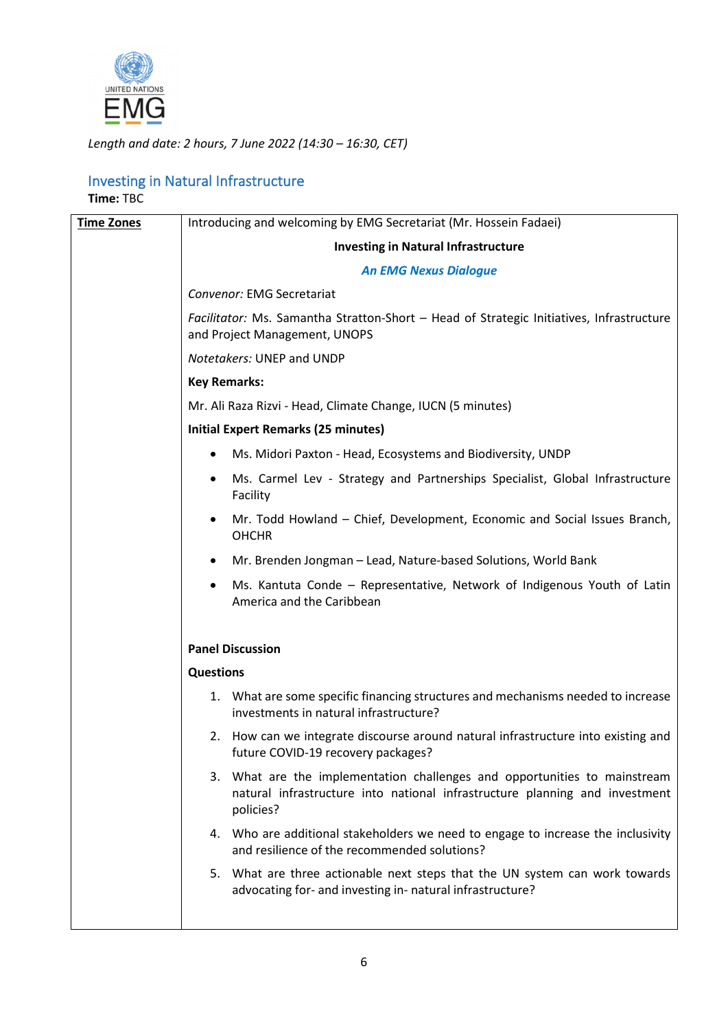UNITED NATIONS EMG

*Length and date: 2 hours, 7 June 2022 (14:30 – 16:30, CET)*

## Investing in Natural Infrastructure

**Time:** TBC

| **Time Zones** | Introducing and welcoming by EMG Secretariat (Mr. Hossein Fadaei) |
|---|---|
| | **Investing in Natural Infrastructure** |
| | ***An EMG Nexus Dialogue*** |
| | *Convenor:* EMG Secretariat |
| | *Facilitator:* Ms. Samantha Stratton-Short – Head of Strategic Initiatives, Infrastructure and Project Management, UNOPS |
| | *Notetakers:* UNEP and UNDP |
| | **Key Remarks:** |
| | Mr. Ali Raza Rizvi - Head, Climate Change, IUCN (5 minutes) |
| | **Initial Expert Remarks (25 minutes)** <br> • Ms. Midori Paxton - Head, Ecosystems and Biodiversity, UNDP <br> • Ms. Carmel Lev - Strategy and Partnerships Specialist, Global Infrastructure Facility <br> • Mr. Todd Howland – Chief, Development, Economic and Social Issues Branch, OHCHR <br> • Mr. Brenden Jongman – Lead, Nature-based Solutions, World Bank <br> • Ms. Kantuta Conde – Representative, Network of Indigenous Youth of Latin America and the Caribbean |
| | **Panel Discussion** |
| | **Questions** <br> 1. What are some specific financing structures and mechanisms needed to increase investments in natural infrastructure? <br> 2. How can we integrate discourse around natural infrastructure into existing and future COVID-19 recovery packages? <br> 3. What are the implementation challenges and opportunities to mainstream natural infrastructure into national infrastructure planning and investment policies? <br> 4. Who are additional stakeholders we need to engage to increase the inclusivity and resilience of the recommended solutions? <br> 5. What are three actionable next steps that the UN system can work towards advocating for- and investing in- natural infrastructure? |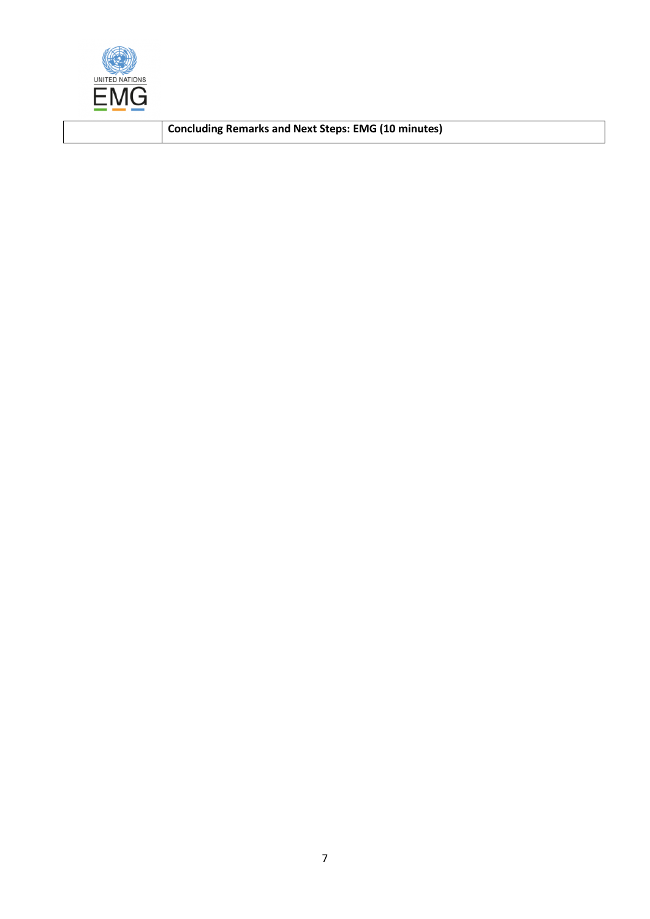| | |
|---|---|
| | **Concluding Remarks and Next Steps: EMG (10 minutes)** |